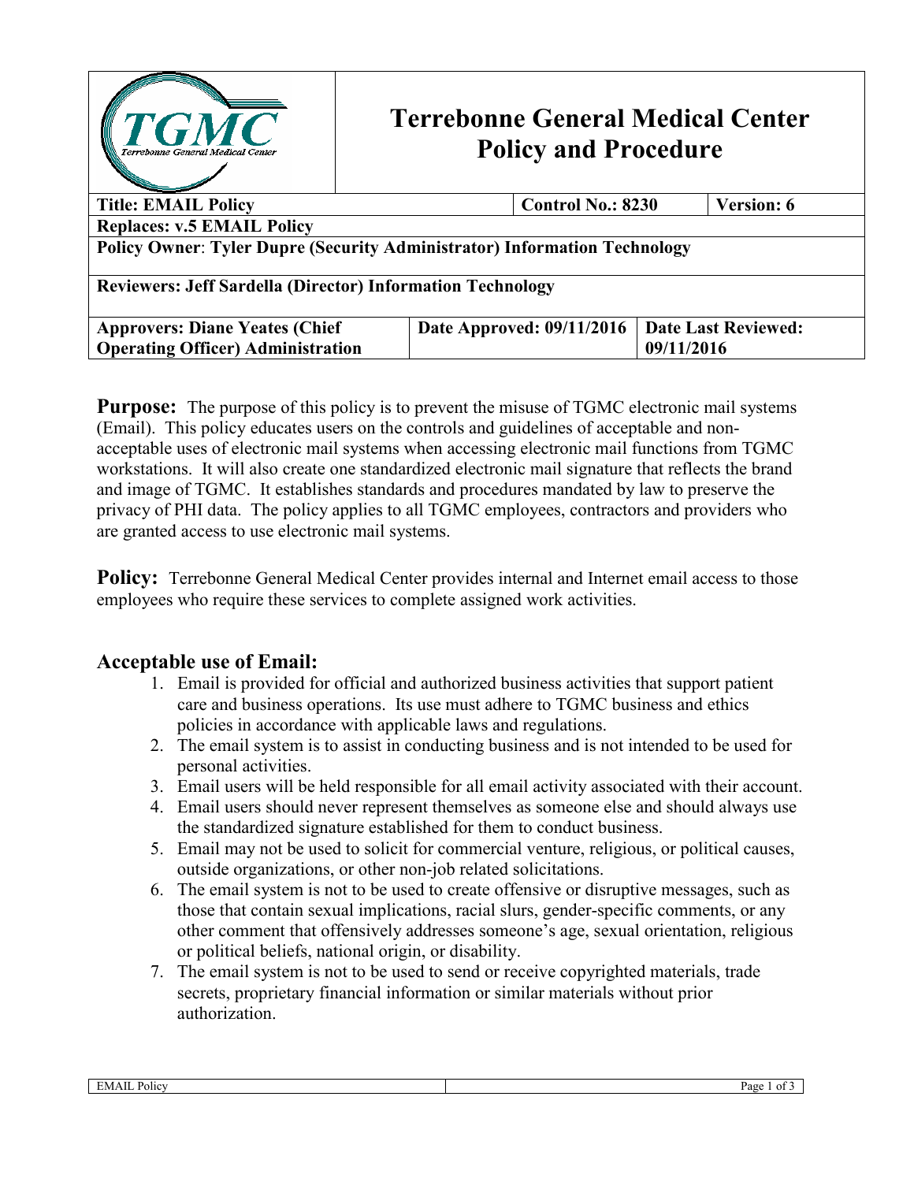# Terrebonne General Medical Center Policy and Procedure

| Title: EMAIL Policy | Control No.: 8230 | Version: 6 |
|---|---|---|
| Replaces: v.5 EMAIL Policy | | |
| Policy Owner: Tyler Dupre (Security Administrator) Information Technology | | |
| Reviewers: Jeff Sardella (Director) Information Technology | | |
| Approvers: Diane Yeates (Chief Operating Officer) Administration | Date Approved: 09/11/2016 | Date Last Reviewed: 09/11/2016 |

**Purpose:** The purpose of this policy is to prevent the misuse of TGMC electronic mail systems (Email). This policy educates users on the controls and guidelines of acceptable and non-acceptable uses of electronic mail systems when accessing electronic mail functions from TGMC workstations. It will also create one standardized electronic mail signature that reflects the brand and image of TGMC. It establishes standards and procedures mandated by law to preserve the privacy of PHI data. The policy applies to all TGMC employees, contractors and providers who are granted access to use electronic mail systems.

**Policy:** Terrebonne General Medical Center provides internal and Internet email access to those employees who require these services to complete assigned work activities.

## Acceptable use of Email:

1. Email is provided for official and authorized business activities that support patient care and business operations. Its use must adhere to TGMC business and ethics policies in accordance with applicable laws and regulations.
2. The email system is to assist in conducting business and is not intended to be used for personal activities.
3. Email users will be held responsible for all email activity associated with their account.
4. Email users should never represent themselves as someone else and should always use the standardized signature established for them to conduct business.
5. Email may not be used to solicit for commercial venture, religious, or political causes, outside organizations, or other non-job related solicitations.
6. The email system is not to be used to create offensive or disruptive messages, such as those that contain sexual implications, racial slurs, gender-specific comments, or any other comment that offensively addresses someone's age, sexual orientation, religious or political beliefs, national origin, or disability.
7. The email system is not to be used to send or receive copyrighted materials, trade secrets, proprietary financial information or similar materials without prior authorization.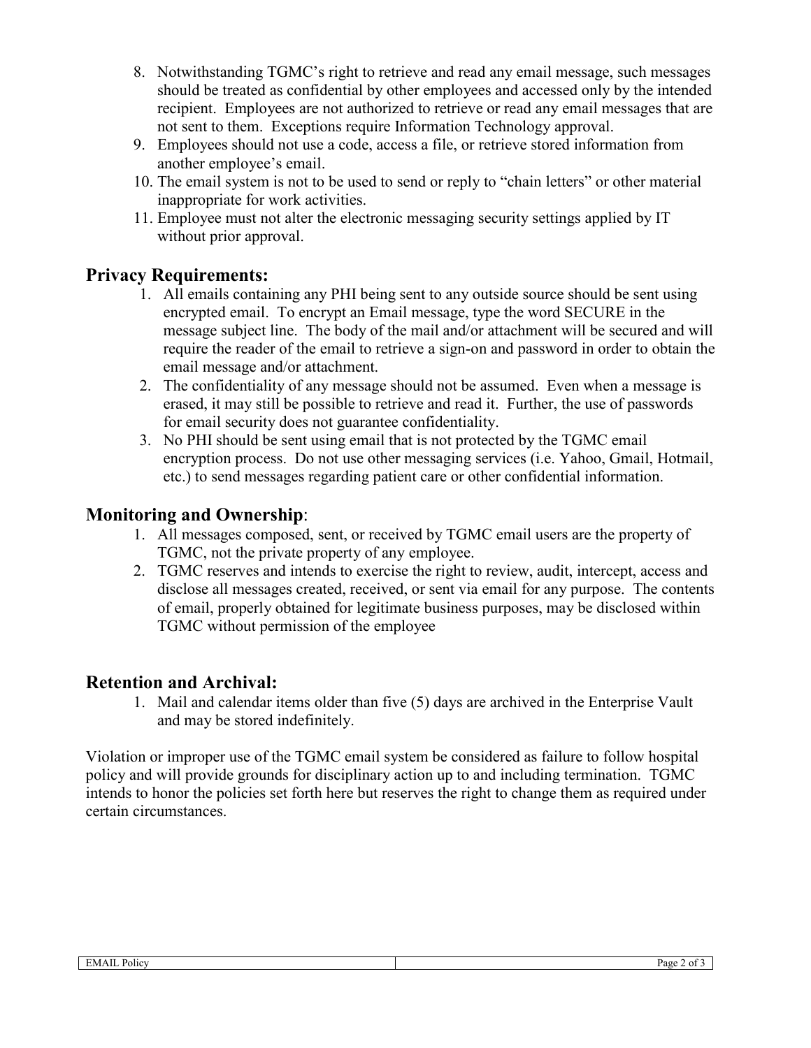8. Notwithstanding TGMC's right to retrieve and read any email message, such messages should be treated as confidential by other employees and accessed only by the intended recipient. Employees are not authorized to retrieve or read any email messages that are not sent to them. Exceptions require Information Technology approval.
9. Employees should not use a code, access a file, or retrieve stored information from another employee's email.
10. The email system is not to be used to send or reply to "chain letters" or other material inappropriate for work activities.
11. Employee must not alter the electronic messaging security settings applied by IT without prior approval.

## Privacy Requirements:

1. All emails containing any PHI being sent to any outside source should be sent using encrypted email. To encrypt an Email message, type the word SECURE in the message subject line. The body of the mail and/or attachment will be secured and will require the reader of the email to retrieve a sign-on and password in order to obtain the email message and/or attachment.
2. The confidentiality of any message should not be assumed. Even when a message is erased, it may still be possible to retrieve and read it. Further, the use of passwords for email security does not guarantee confidentiality.
3. No PHI should be sent using email that is not protected by the TGMC email encryption process. Do not use other messaging services (i.e. Yahoo, Gmail, Hotmail, etc.) to send messages regarding patient care or other confidential information.

## Monitoring and Ownership:

1. All messages composed, sent, or received by TGMC email users are the property of TGMC, not the private property of any employee.
2. TGMC reserves and intends to exercise the right to review, audit, intercept, access and disclose all messages created, received, or sent via email for any purpose. The contents of email, properly obtained for legitimate business purposes, may be disclosed within TGMC without permission of the employee

## Retention and Archival:

1. Mail and calendar items older than five (5) days are archived in the Enterprise Vault and may be stored indefinitely.

Violation or improper use of the TGMC email system be considered as failure to follow hospital policy and will provide grounds for disciplinary action up to and including termination. TGMC intends to honor the policies set forth here but reserves the right to change them as required under certain circumstances.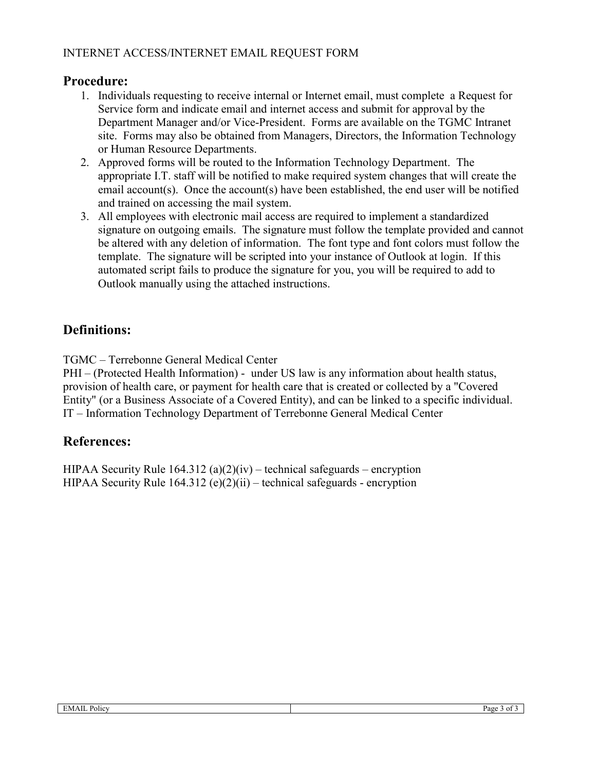INTERNET ACCESS/INTERNET EMAIL REQUEST FORM

## Procedure:

1. Individuals requesting to receive internal or Internet email, must complete a Request for Service form and indicate email and internet access and submit for approval by the Department Manager and/or Vice-President. Forms are available on the TGMC Intranet site. Forms may also be obtained from Managers, Directors, the Information Technology or Human Resource Departments.
2. Approved forms will be routed to the Information Technology Department. The appropriate I.T. staff will be notified to make required system changes that will create the email account(s). Once the account(s) have been established, the end user will be notified and trained on accessing the mail system.
3. All employees with electronic mail access are required to implement a standardized signature on outgoing emails. The signature must follow the template provided and cannot be altered with any deletion of information. The font type and font colors must follow the template. The signature will be scripted into your instance of Outlook at login. If this automated script fails to produce the signature for you, you will be required to add to Outlook manually using the attached instructions.

## Definitions:

TGMC – Terrebonne General Medical Center
PHI – (Protected Health Information) - under US law is any information about health status, provision of health care, or payment for health care that is created or collected by a "Covered Entity" (or a Business Associate of a Covered Entity), and can be linked to a specific individual.
IT – Information Technology Department of Terrebonne General Medical Center

## References:

HIPAA Security Rule 164.312 (a)(2)(iv) – technical safeguards – encryption
HIPAA Security Rule 164.312 (e)(2)(ii) – technical safeguards - encryption